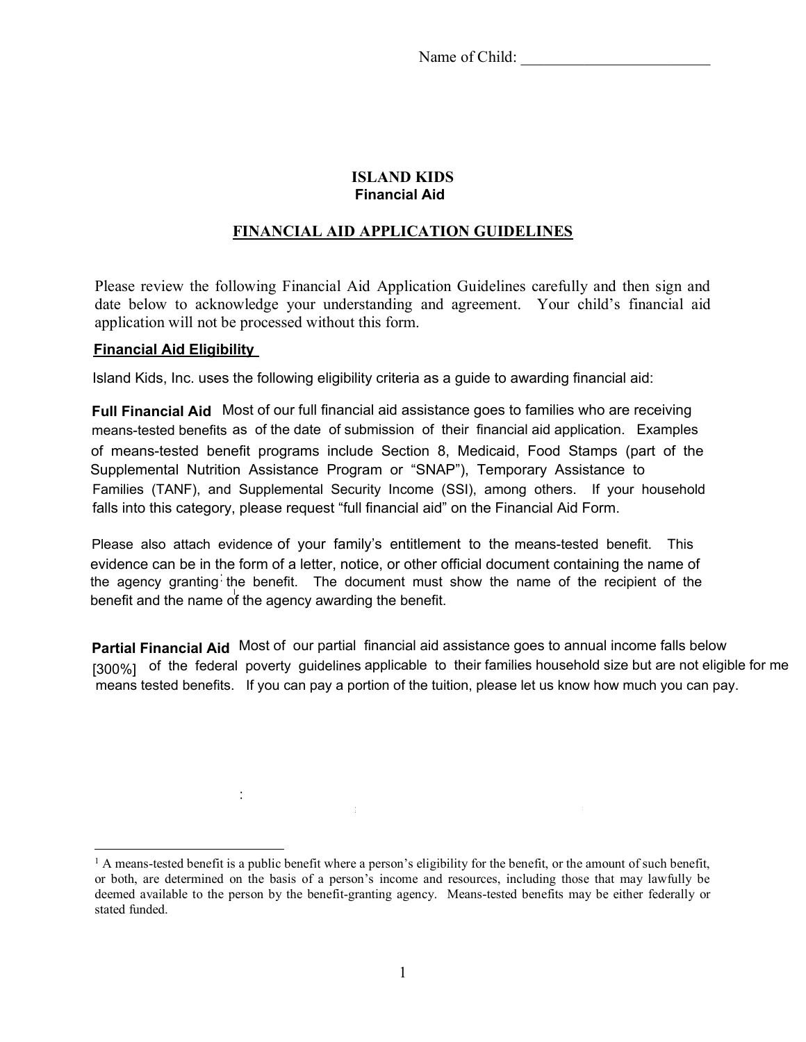Name of Child: ________________________

# ISLAND KIDS

**Financial Aid**

## FINANCIAL AID APPLICATION GUIDELINES

Please review the following Financial Aid Application Guidelines carefully and then sign and date below to acknowledge your understanding and agreement. Your child's financial aid application will not be processed without this form.

### Financial Aid Eligibility

Island Kids, Inc. uses the following eligibility criteria as a guide to awarding financial aid:

**Full Financial Aid** Most of our full financial aid assistance goes to families who are receiving means-tested benefits as of the date of submission of their financial aid application. Examples of means-tested benefit programs include Section 8, Medicaid, Food Stamps (part of the Supplemental Nutrition Assistance Program or "SNAP"), Temporary Assistance to Families (TANF), and Supplemental Security Income (SSI), among others. If your household falls into this category, please request "full financial aid" on the Financial Aid Form.

Please also attach evidence of your family's entitlement to the means-tested benefit. This evidence can be in the form of a letter, notice, or other official document containing the name of the agency granting the benefit. The document must show the name of the recipient of the benefit and the name of the agency awarding the benefit.

**Partial Financial Aid** Most of our partial financial aid assistance goes to annual income falls below [300%] of the federal poverty guidelines applicable to their families household size but are not eligible for me means tested benefits. If you can pay a portion of the tuition, please let us know how much you can pay.

[1] A means-tested benefit is a public benefit where a person's eligibility for the benefit, or the amount of such benefit, or both, are determined on the basis of a person's income and resources, including those that may lawfully be deemed available to the person by the benefit-granting agency. Means-tested benefits may be either federally or stated funded.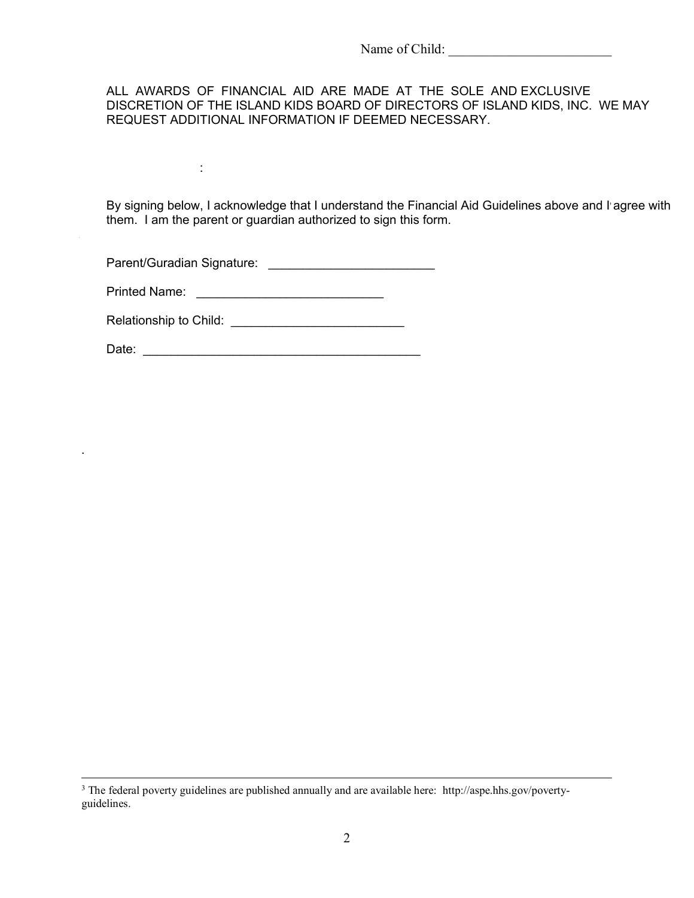Name of Child: ________________________

ALL AWARDS OF FINANCIAL AID ARE MADE AT THE SOLE AND EXCLUSIVE DISCRETION OF THE ISLAND KIDS BOARD OF DIRECTORS OF ISLAND KIDS, INC. WE MAY REQUEST ADDITIONAL INFORMATION IF DEEMED NECESSARY.

:

By signing below, I acknowledge that I understand the Financial Aid Guidelines above and I agree with them. I am the parent or guardian authorized to sign this form.

Parent/Guradian Signature: ________________________

Printed Name: ___________________________

Relationship to Child: _________________________

Date: ________________________________________

.

---

[3] The federal poverty guidelines are published annually and are available here: http://aspe.hhs.gov/poverty-guidelines.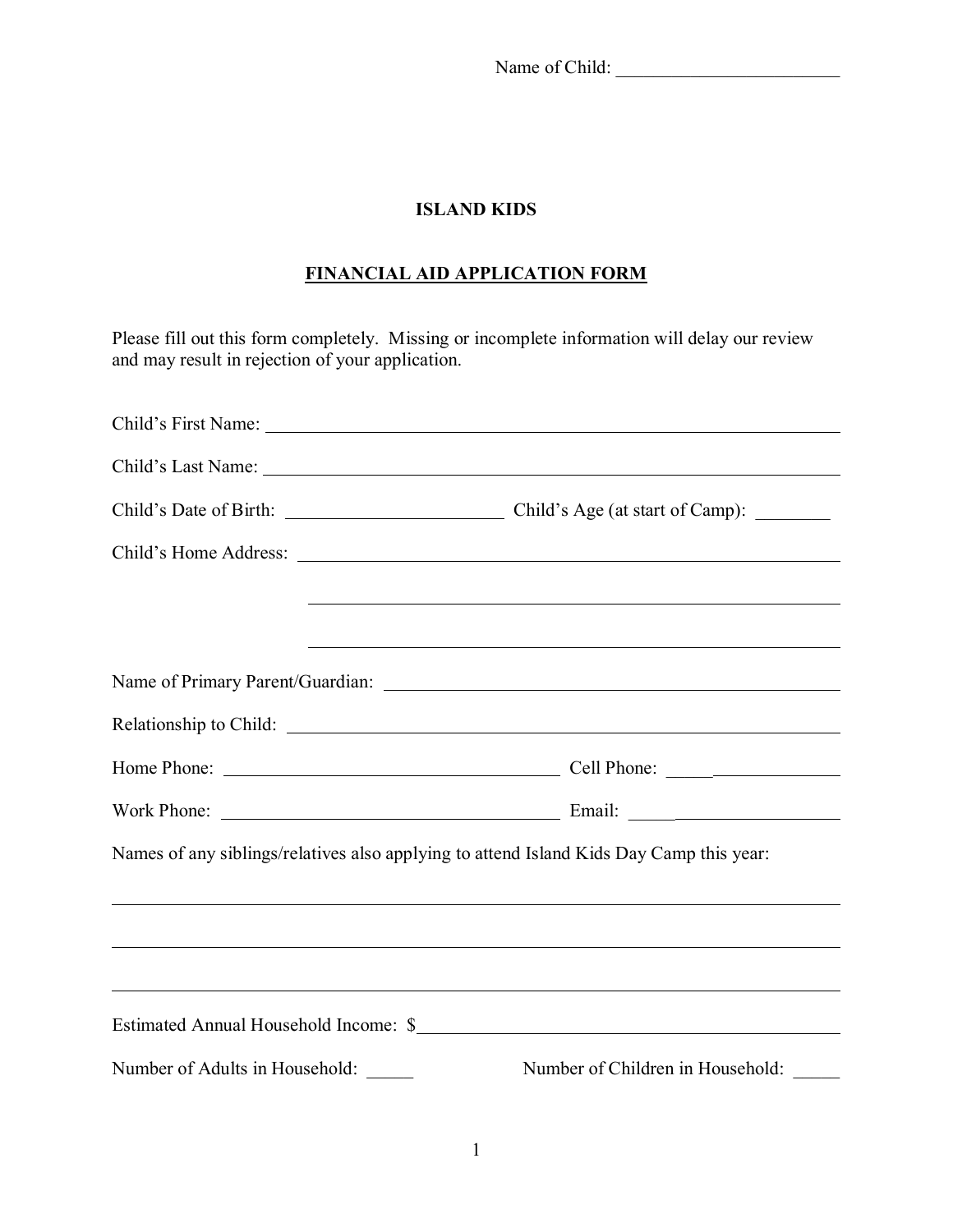Name of Child: ________________________

# ISLAND KIDS

## FINANCIAL AID APPLICATION FORM

Please fill out this form completely. Missing or incomplete information will delay our review and may result in rejection of your application.

Child's First Name: ____________________________________________

Child's Last Name: ____________________________________________

Child's Date of Birth: ________________________ Child's Age (at start of Camp): ________

Child's Home Address: ____________________________________________

____________________________________________

____________________________________________

Name of Primary Parent/Guardian: ____________________________________________

Relationship to Child: ____________________________________________

Home Phone: ______________________________ Cell Phone: ____________________

Work Phone: ______________________________ Email: ____________________

Names of any siblings/relatives also applying to attend Island Kids Day Camp this year:

____________________________________________

____________________________________________

____________________________________________

Estimated Annual Household Income: $____________________________________________

Number of Adults in Household: _____ Number of Children in Household: _____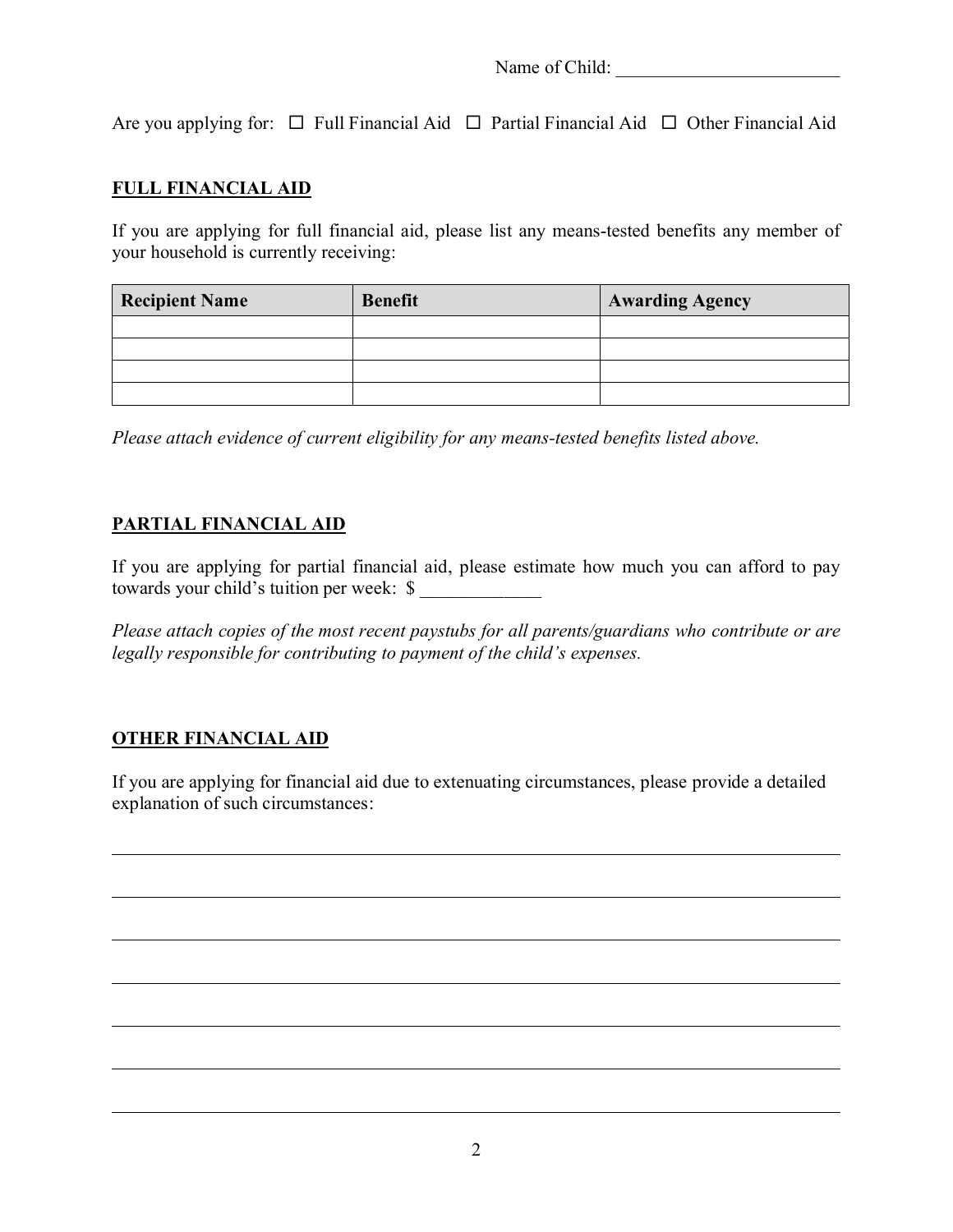Name of Child: ________________________

Are you applying for: ☐ Full Financial Aid ☐ Partial Financial Aid ☐ Other Financial Aid

## FULL FINANCIAL AID

If you are applying for full financial aid, please list any means-tested benefits any member of your household is currently receiving:

| Recipient Name | Benefit | Awarding Agency |
|---|---|---|
| | | |
| | | |
| | | |
| | | |

*Please attach evidence of current eligibility for any means-tested benefits listed above.*

## PARTIAL FINANCIAL AID

If you are applying for partial financial aid, please estimate how much you can afford to pay towards your child's tuition per week: $ _____________

*Please attach copies of the most recent paystubs for all parents/guardians who contribute or are legally responsible for contributing to payment of the child's expenses.*

## OTHER FINANCIAL AID

If you are applying for financial aid due to extenuating circumstances, please provide a detailed explanation of such circumstances:

_______________________________________________________________________________

_______________________________________________________________________________

_______________________________________________________________________________

_______________________________________________________________________________

_______________________________________________________________________________

_______________________________________________________________________________

_______________________________________________________________________________